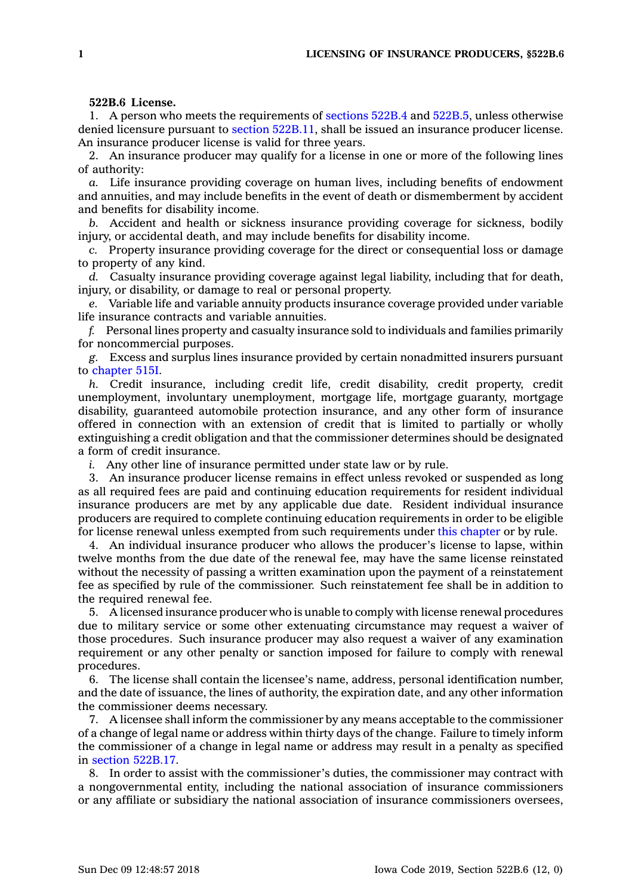**522B.6 License.**

1. A person who meets the requirements of sections 522B.4 and 522B.5, unless otherwise denied licensure pursuant to section 522B.11, shall be issued an insurance producer license. An insurance producer license is valid for three years.

2. An insurance producer may qualify for a license in one or more of the following lines of authority:

*a.* Life insurance providing coverage on human lives, including benefits of endowment and annuities, and may include benefits in the event of death or dismemberment by accident and benefits for disability income.

*b.* Accident and health or sickness insurance providing coverage for sickness, bodily injury, or accidental death, and may include benefits for disability income.

*c.* Property insurance providing coverage for the direct or consequential loss or damage to property of any kind.

*d.* Casualty insurance providing coverage against legal liability, including that for death, injury, or disability, or damage to real or personal property.

*e.* Variable life and variable annuity products insurance coverage provided under variable life insurance contracts and variable annuities.

*f.* Personal lines property and casualty insurance sold to individuals and families primarily for noncommercial purposes.

*g.* Excess and surplus lines insurance provided by certain nonadmitted insurers pursuant to chapter 515I.

*h.* Credit insurance, including credit life, credit disability, credit property, credit unemployment, involuntary unemployment, mortgage life, mortgage guaranty, mortgage disability, guaranteed automobile protection insurance, and any other form of insurance offered in connection with an extension of credit that is limited to partially or wholly extinguishing a credit obligation and that the commissioner determines should be designated a form of credit insurance.

*i.* Any other line of insurance permitted under state law or by rule.

3. An insurance producer license remains in effect unless revoked or suspended as long as all required fees are paid and continuing education requirements for resident individual insurance producers are met by any applicable due date. Resident individual insurance producers are required to complete continuing education requirements in order to be eligible for license renewal unless exempted from such requirements under this chapter or by rule.

4. An individual insurance producer who allows the producer's license to lapse, within twelve months from the due date of the renewal fee, may have the same license reinstated without the necessity of passing a written examination upon the payment of a reinstatement fee as specified by rule of the commissioner. Such reinstatement fee shall be in addition to the required renewal fee.

5. A licensed insurance producer who is unable to comply with license renewal procedures due to military service or some other extenuating circumstance may request a waiver of those procedures. Such insurance producer may also request a waiver of any examination requirement or any other penalty or sanction imposed for failure to comply with renewal procedures.

6. The license shall contain the licensee's name, address, personal identification number, and the date of issuance, the lines of authority, the expiration date, and any other information the commissioner deems necessary.

7. A licensee shall inform the commissioner by any means acceptable to the commissioner of a change of legal name or address within thirty days of the change. Failure to timely inform the commissioner of a change in legal name or address may result in a penalty as specified in section 522B.17.

8. In order to assist with the commissioner's duties, the commissioner may contract with a nongovernmental entity, including the national association of insurance commissioners or any affiliate or subsidiary the national association of insurance commissioners oversees,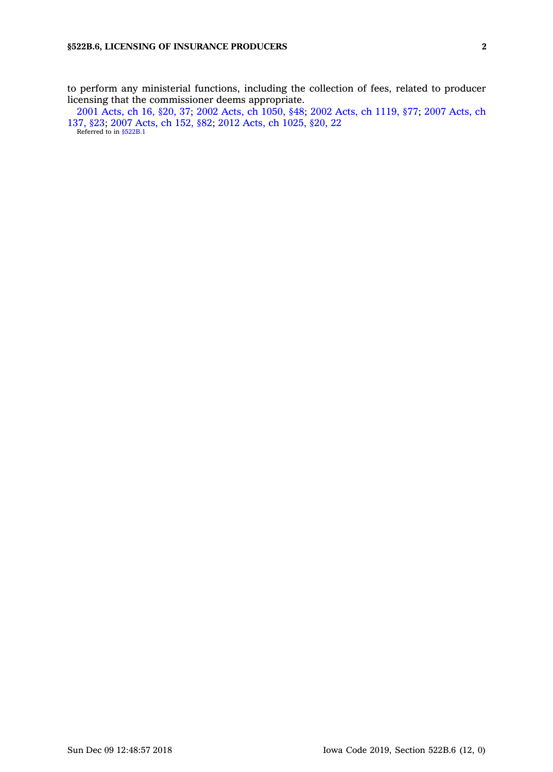to perform any ministerial functions, including the collection of fees, related to producer licensing that the commissioner deems appropriate.

2001 Acts, ch 16, §20, 37; 2002 Acts, ch 1050, §48; 2002 Acts, ch 1119, §77; 2007 Acts, ch 137, §23; 2007 Acts, ch 152, §82; 2012 Acts, ch 1025, §20, 22

Referred to in §522B.1